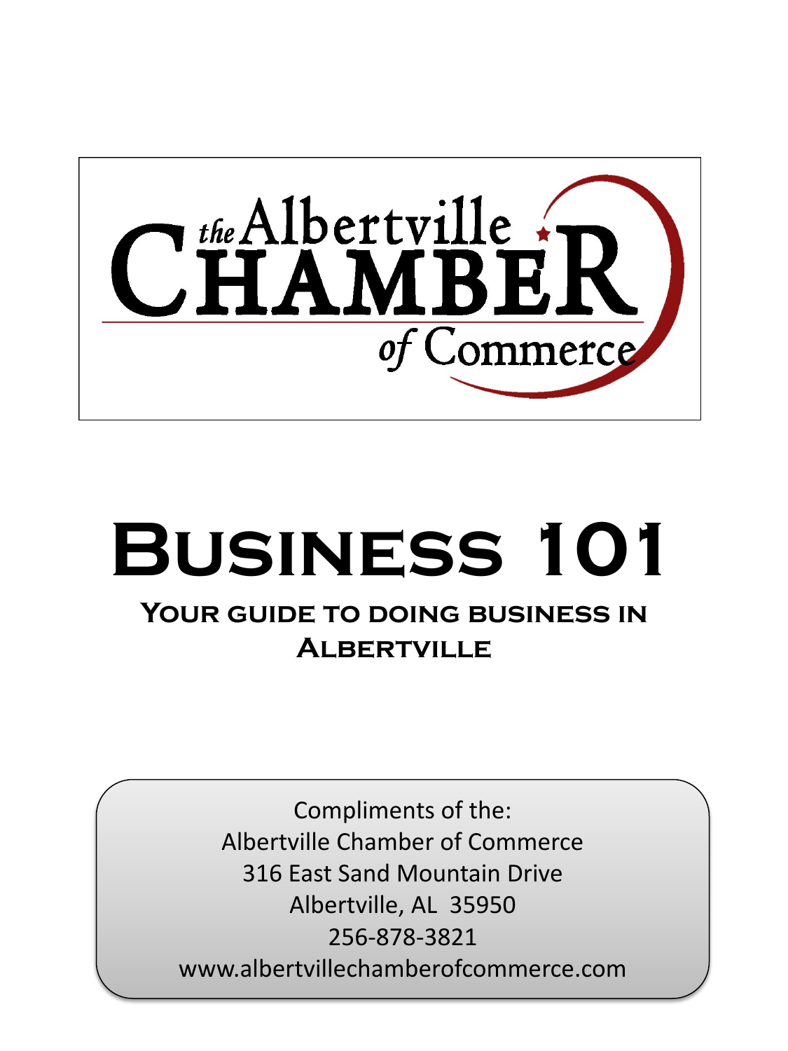the Albertville CHAMBER of Commerce

# Business 101

## Your guide to doing business in Albertville

Compliments of the:
Albertville Chamber of Commerce
316 East Sand Mountain Drive
Albertville, AL 35950
256-878-3821
www.albertvillechamberofcommerce.com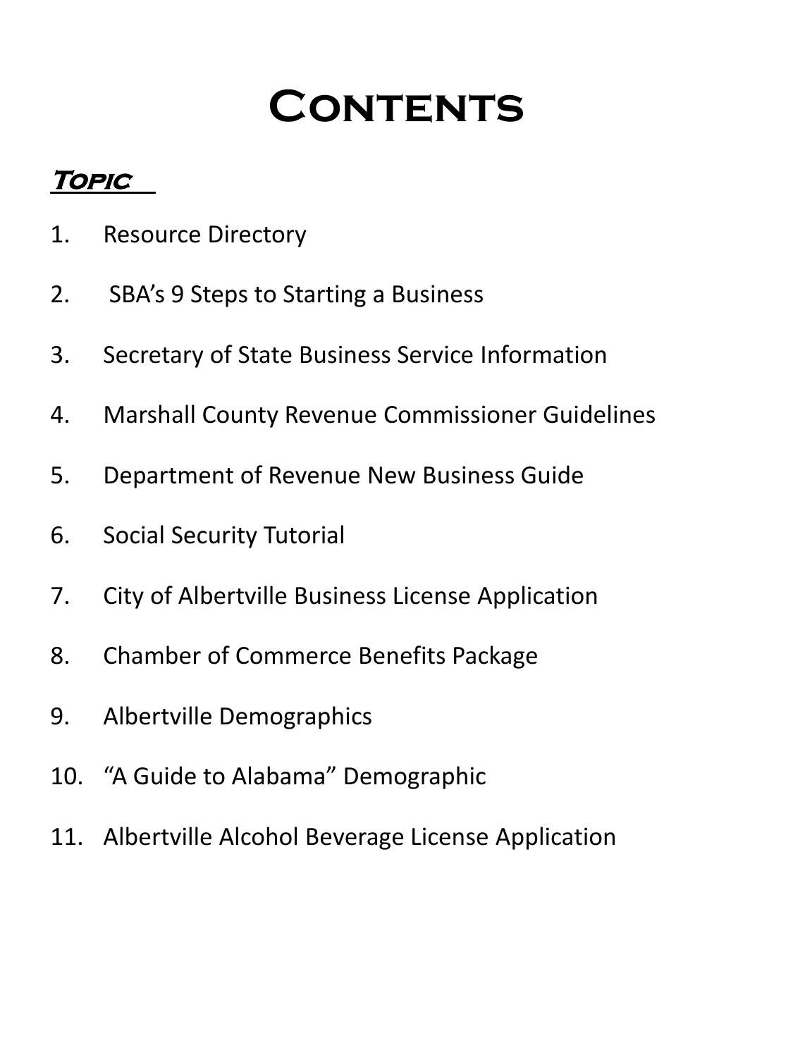# Contents

***Topic***

1. Resource Directory
2. SBA's 9 Steps to Starting a Business
3. Secretary of State Business Service Information
4. Marshall County Revenue Commissioner Guidelines
5. Department of Revenue New Business Guide
6. Social Security Tutorial
7. City of Albertville Business License Application
8. Chamber of Commerce Benefits Package
9. Albertville Demographics
10. "A Guide to Alabama" Demographic
11. Albertville Alcohol Beverage License Application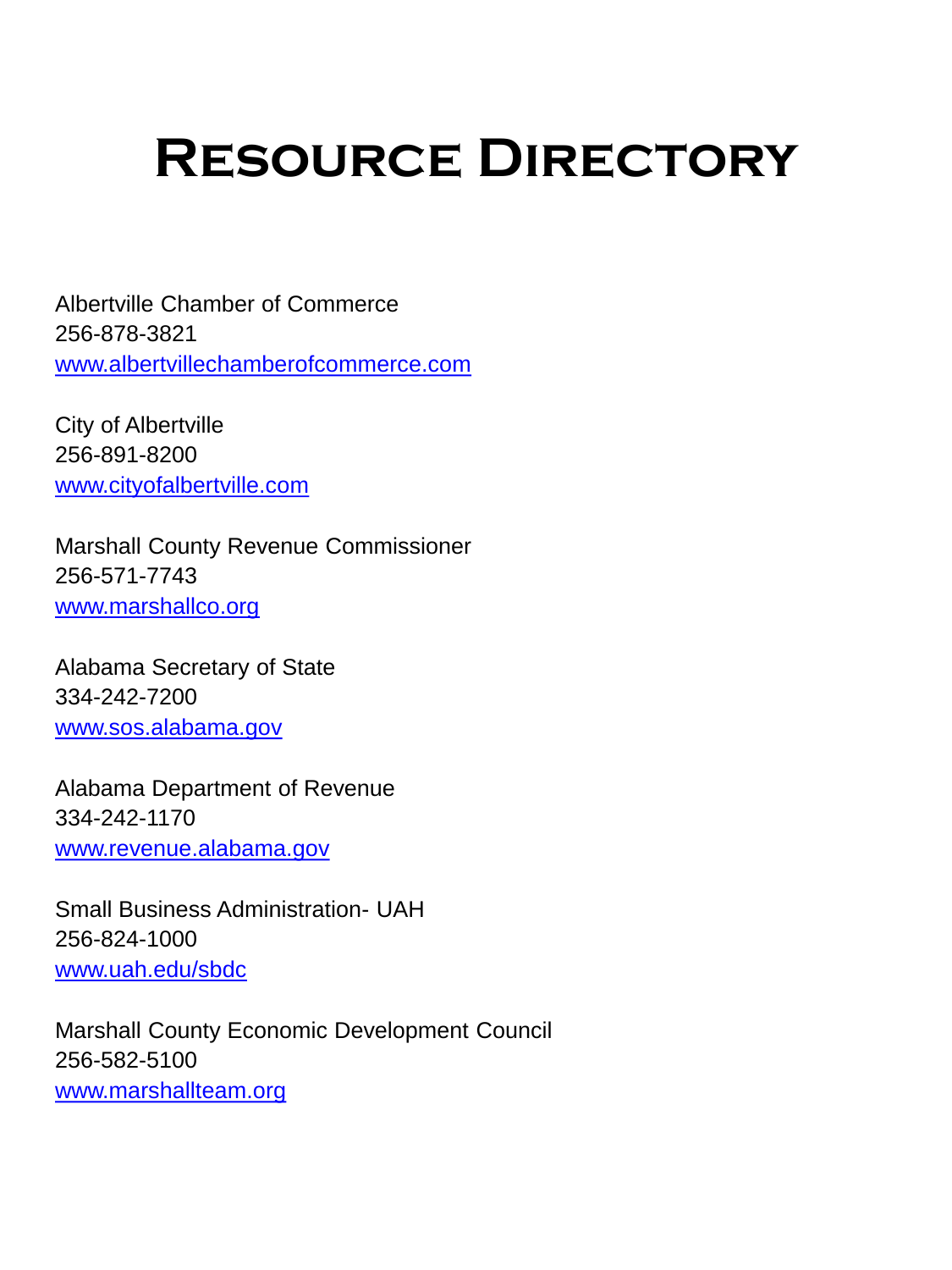# Resource Directory

Albertville Chamber of Commerce
256-878-3821
www.albertvillechamberofcommerce.com

City of Albertville
256-891-8200
www.cityofalbertville.com

Marshall County Revenue Commissioner
256-571-7743
www.marshallco.org

Alabama Secretary of State
334-242-7200
www.sos.alabama.gov

Alabama Department of Revenue
334-242-1170
www.revenue.alabama.gov

Small Business Administration- UAH
256-824-1000
www.uah.edu/sbdc

Marshall County Economic Development Council
256-582-5100
www.marshallteam.org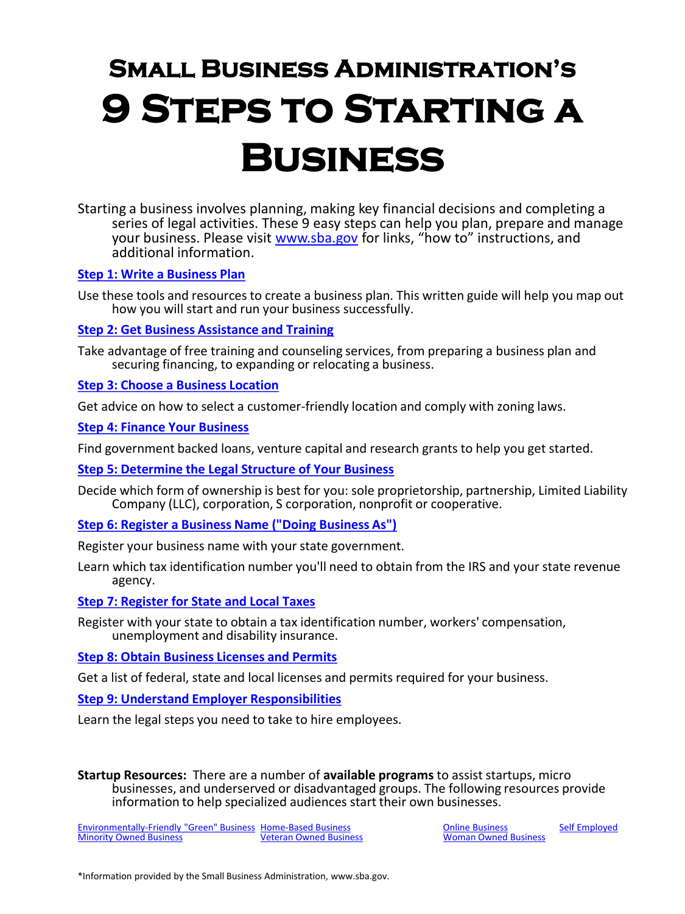# Small Business Administration's
# 9 Steps to Starting a Business

Starting a business involves planning, making key financial decisions and completing a series of legal activities. These 9 easy steps can help you plan, prepare and manage your business. Please visit www.sba.gov for links, "how to" instructions, and additional information.

**Step 1: Write a Business Plan**

Use these tools and resources to create a business plan. This written guide will help you map out how you will start and run your business successfully.

**Step 2: Get Business Assistance and Training**

Take advantage of free training and counseling services, from preparing a business plan and securing financing, to expanding or relocating a business.

**Step 3: Choose a Business Location**

Get advice on how to select a customer-friendly location and comply with zoning laws.

**Step 4: Finance Your Business**

Find government backed loans, venture capital and research grants to help you get started.

**Step 5: Determine the Legal Structure of Your Business**

Decide which form of ownership is best for you: sole proprietorship, partnership, Limited Liability Company (LLC), corporation, S corporation, nonprofit or cooperative.

**Step 6: Register a Business Name ("Doing Business As")**

Register your business name with your state government.

Learn which tax identification number you'll need to obtain from the IRS and your state revenue agency.

**Step 7: Register for State and Local Taxes**

Register with your state to obtain a tax identification number, workers' compensation, unemployment and disability insurance.

**Step 8: Obtain Business Licenses and Permits**

Get a list of federal, state and local licenses and permits required for your business.

**Step 9: Understand Employer Responsibilities**

Learn the legal steps you need to take to hire employees.

**Startup Resources:** There are a number of **available programs** to assist startups, micro businesses, and underserved or disadvantaged groups. The following resources provide information to help specialized audiences start their own businesses.

- Environmentally-Friendly "Green" Business
- Home-Based Business
- Online Business
- Self Employed
- Minority Owned Business
- Veteran Owned Business
- Woman Owned Business

*Information provided by the Small Business Administration, www.sba.gov.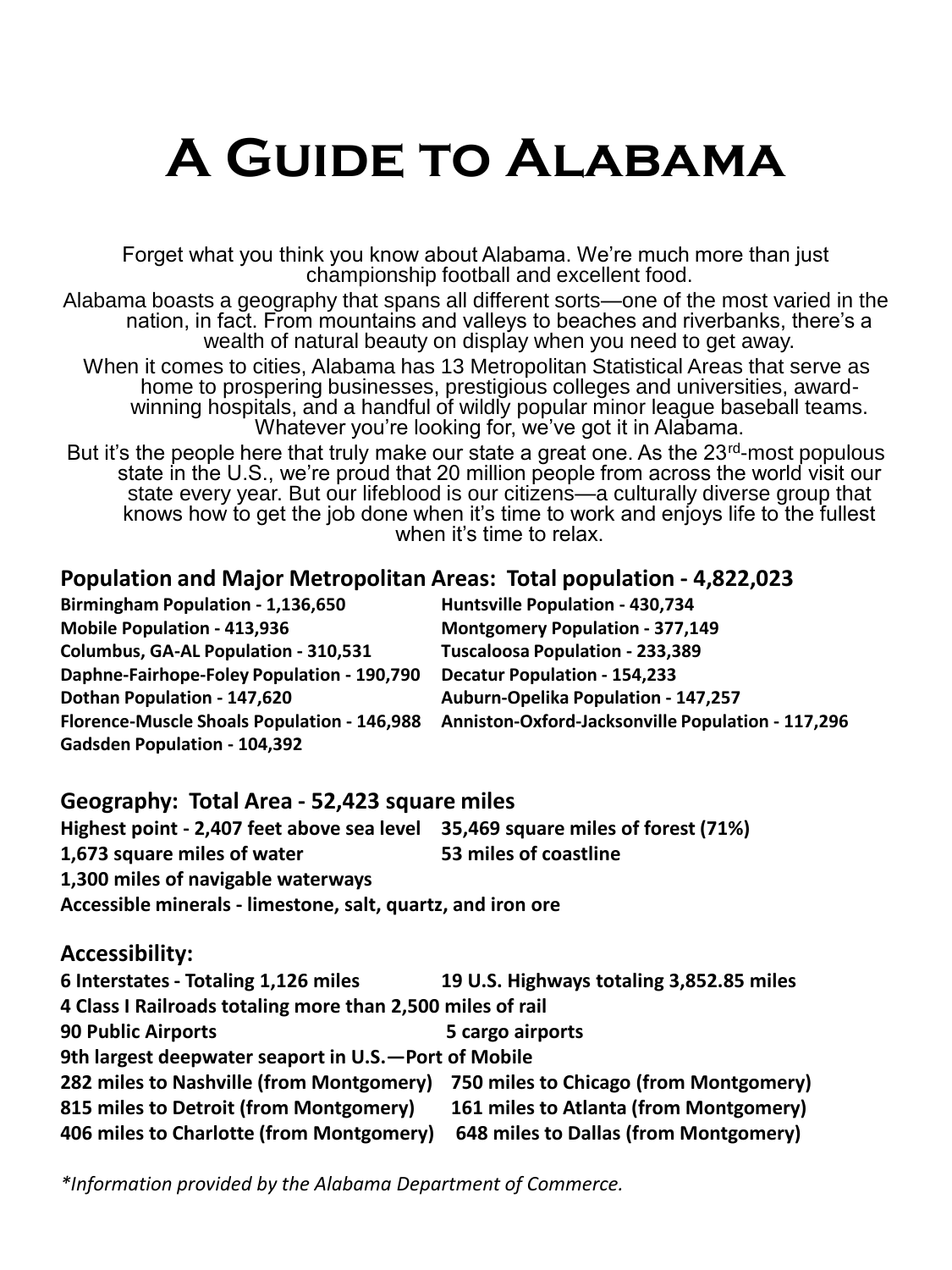# A Guide to Alabama

Forget what you think you know about Alabama. We're much more than just championship football and excellent food.

Alabama boasts a geography that spans all different sorts—one of the most varied in the nation, in fact. From mountains and valleys to beaches and riverbanks, there's a wealth of natural beauty on display when you need to get away.

When it comes to cities, Alabama has 13 Metropolitan Statistical Areas that serve as home to prospering businesses, prestigious colleges and universities, award-winning hospitals, and a handful of wildly popular minor league baseball teams. Whatever you're looking for, we've got it in Alabama.

But it's the people here that truly make our state a great one. As the 23rd-most populous state in the U.S., we're proud that 20 million people from across the world visit our state every year. But our lifeblood is our citizens—a culturally diverse group that knows how to get the job done when it's time to work and enjoys life to the fullest when it's time to relax.

## Population and Major Metropolitan Areas: Total population - 4,822,023

**Birmingham Population - 1,136,650**
**Huntsville Population - 430,734**
**Mobile Population - 413,936**
**Montgomery Population - 377,149**
**Columbus, GA-AL Population - 310,531**
**Tuscaloosa Population - 233,389**
**Daphne-Fairhope-Foley Population - 190,790**
**Decatur Population - 154,233**
**Dothan Population - 147,620**
**Auburn-Opelika Population - 147,257**
**Florence-Muscle Shoals Population - 146,988**
**Anniston-Oxford-Jacksonville Population - 117,296**
**Gadsden Population - 104,392**

## Geography: Total Area - 52,423 square miles

**Highest point - 2,407 feet above sea level**
**35,469 square miles of forest (71%)**
**1,673 square miles of water**
**53 miles of coastline**
**1,300 miles of navigable waterways**
**Accessible minerals - limestone, salt, quartz, and iron ore**

## Accessibility:

**6 Interstates - Totaling 1,126 miles**
**19 U.S. Highways totaling 3,852.85 miles**
**4 Class I Railroads totaling more than 2,500 miles of rail**
**90 Public Airports**
**5 cargo airports**
**9th largest deepwater seaport in U.S.—Port of Mobile**
**282 miles to Nashville (from Montgomery)**
**750 miles to Chicago (from Montgomery)**
**815 miles to Detroit (from Montgomery)**
**161 miles to Atlanta (from Montgomery)**
**406 miles to Charlotte (from Montgomery)**
**648 miles to Dallas (from Montgomery)**

*\*Information provided by the Alabama Department of Commerce.*